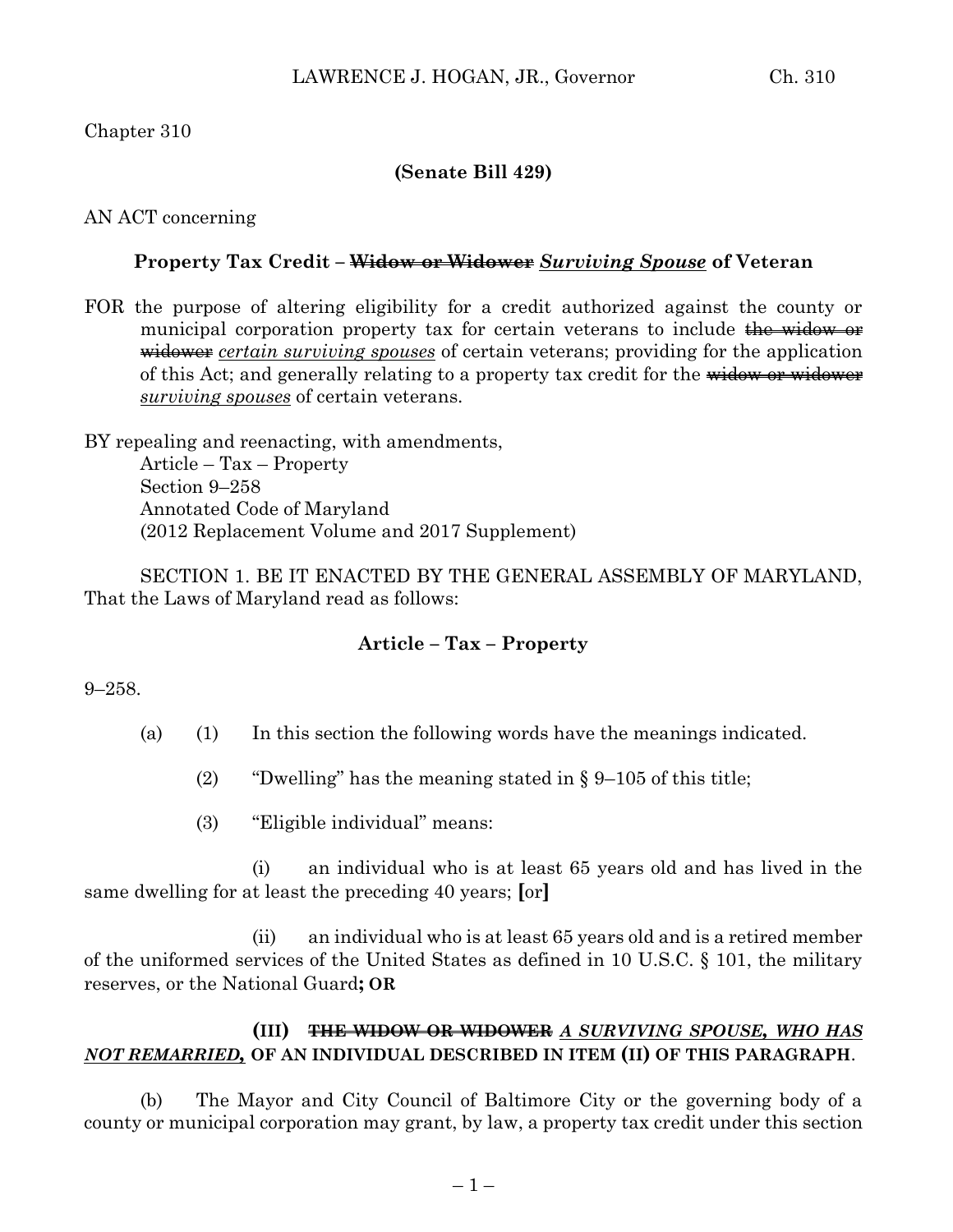Chapter 310

**(Senate Bill 429)**

AN ACT concerning

### Property Tax Credit – ~~Widow or Widower~~ ***Surviving Spouse*** of Veteran

FOR the purpose of altering eligibility for a credit authorized against the county or municipal corporation property tax for certain veterans to include ~~the widow or widower~~ *certain surviving spouses* of certain veterans; providing for the application of this Act; and generally relating to a property tax credit for the ~~widow or widower~~ *surviving spouses* of certain veterans.

BY repealing and reenacting, with amendments,
Article – Tax – Property
Section 9–258
Annotated Code of Maryland
(2012 Replacement Volume and 2017 Supplement)

SECTION 1. BE IT ENACTED BY THE GENERAL ASSEMBLY OF MARYLAND, That the Laws of Maryland read as follows:

**Article – Tax – Property**

9–258.

(a) (1) In this section the following words have the meanings indicated.

(2) "Dwelling" has the meaning stated in § 9–105 of this title;

(3) "Eligible individual" means:

(i) an individual who is at least 65 years old and has lived in the same dwelling for at least the preceding 40 years; **[**or**]**

(ii) an individual who is at least 65 years old and is a retired member of the uniformed services of the United States as defined in 10 U.S.C. § 101, the military reserves, or the National Guard**; OR**

**(III)** ~~**THE WIDOW OR WIDOWER**~~ ***A SURVIVING SPOUSE, WHO HAS NOT REMARRIED,*** **OF AN INDIVIDUAL DESCRIBED IN ITEM (II) OF THIS PARAGRAPH**.

(b) The Mayor and City Council of Baltimore City or the governing body of a county or municipal corporation may grant, by law, a property tax credit under this section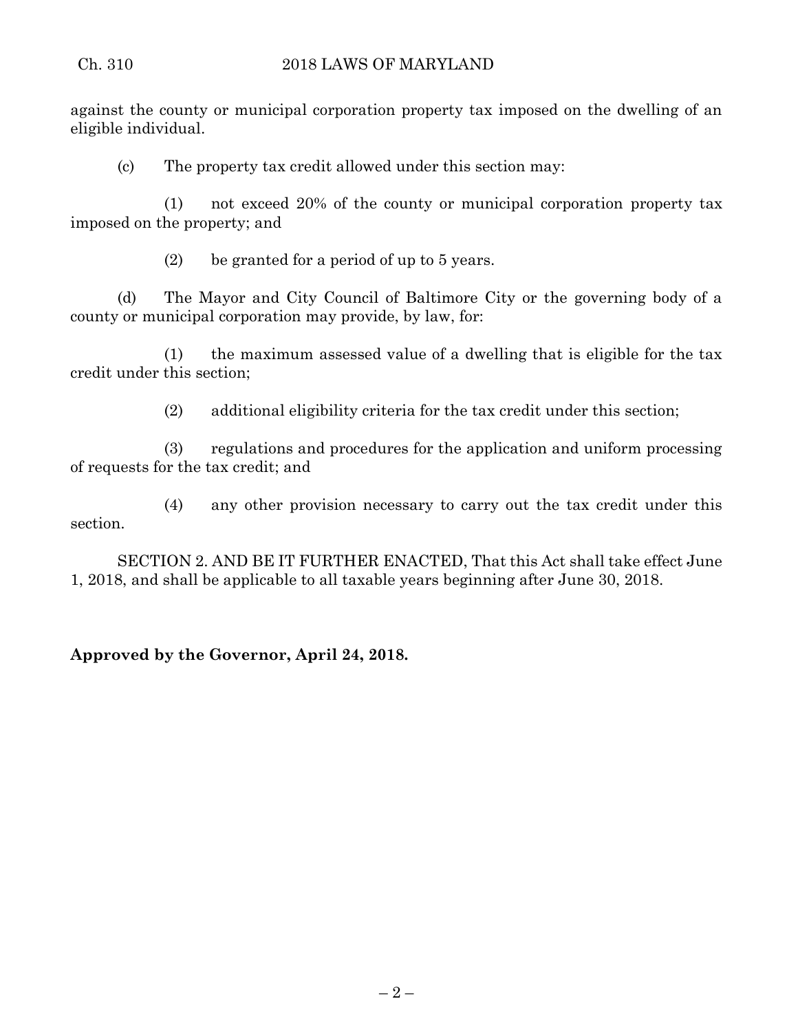against the county or municipal corporation property tax imposed on the dwelling of an eligible individual.

(c) The property tax credit allowed under this section may:

(1) not exceed 20% of the county or municipal corporation property tax imposed on the property; and

(2) be granted for a period of up to 5 years.

(d) The Mayor and City Council of Baltimore City or the governing body of a county or municipal corporation may provide, by law, for:

(1) the maximum assessed value of a dwelling that is eligible for the tax credit under this section;

(2) additional eligibility criteria for the tax credit under this section;

(3) regulations and procedures for the application and uniform processing of requests for the tax credit; and

(4) any other provision necessary to carry out the tax credit under this section.

SECTION 2. AND BE IT FURTHER ENACTED, That this Act shall take effect June 1, 2018, and shall be applicable to all taxable years beginning after June 30, 2018.

**Approved by the Governor, April 24, 2018.**